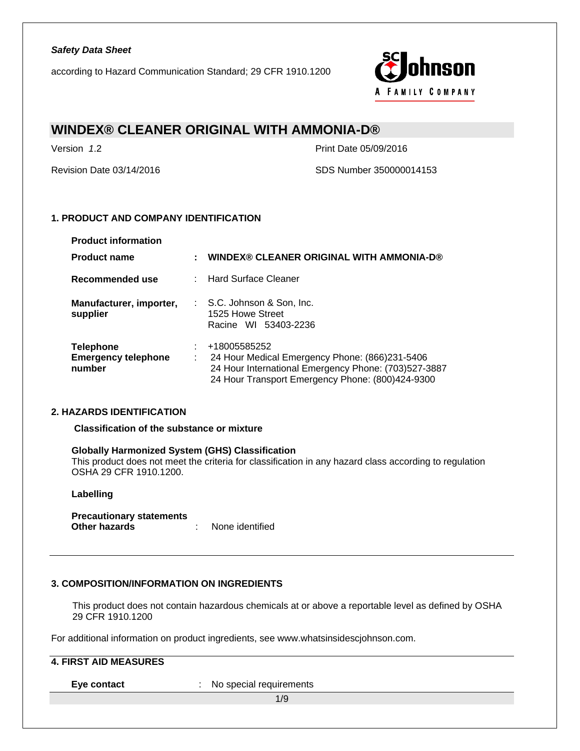*Safety Data Sheet*

according to Hazard Communication Standard; 29 CFR 1910.1200

# WINDEX® CLEANER ORIGINAL WITH AMMONIA-D®

Version *1.2*

Print Date 05/09/2016

Revision Date 03/14/2016

SDS Number 350000014153

## 1. PRODUCT AND COMPANY IDENTIFICATION

**Product information**

| | | |
|---|---|---|
| **Product name** | : | **WINDEX® CLEANER ORIGINAL WITH AMMONIA-D®** |
| **Recommended use** | : | Hard Surface Cleaner |
| **Manufacturer, importer, supplier** | : | S.C. Johnson & Son, Inc.<br>1525 Howe Street<br>Racine WI 53403-2236 |
| **Telephone** | : | +18005585252 |
| **Emergency telephone number** | : | 24 Hour Medical Emergency Phone: (866)231-5406<br>24 Hour International Emergency Phone: (703)527-3887<br>24 Hour Transport Emergency Phone: (800)424-9300 |

## 2. HAZARDS IDENTIFICATION

**Classification of the substance or mixture**

**Globally Harmonized System (GHS) Classification**
This product does not meet the criteria for classification in any hazard class according to regulation OSHA 29 CFR 1910.1200.

**Labelling**

**Precautionary statements**
**Other hazards** : None identified

## 3. COMPOSITION/INFORMATION ON INGREDIENTS

This product does not contain hazardous chemicals at or above a reportable level as defined by OSHA 29 CFR 1910.1200

For additional information on product ingredients, see www.whatsinsidescjohnson.com.

## 4. FIRST AID MEASURES

**Eye contact** : No special requirements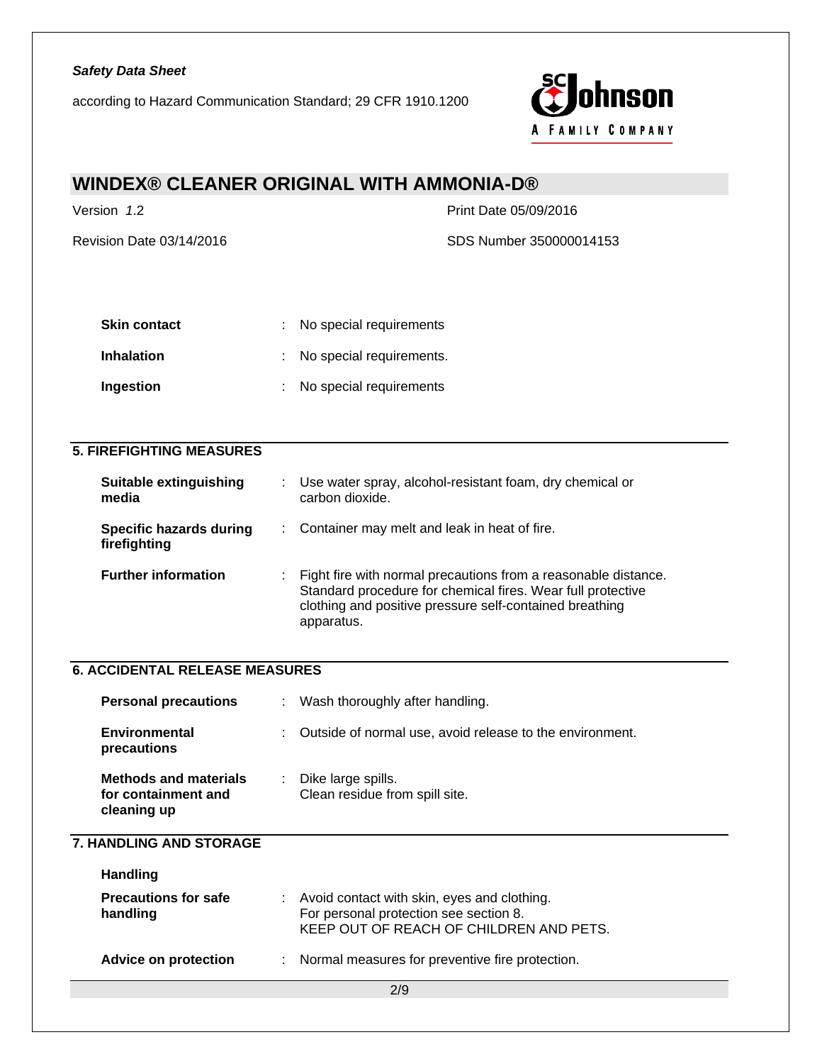| | | |
|---|---|---|
| **Skin contact** | : | No special requirements |
| **Inhalation** | : | No special requirements. |
| **Ingestion** | : | No special requirements |

## 5. FIREFIGHTING MEASURES

| | | |
|---|---|---|
| **Suitable extinguishing media** | : | Use water spray, alcohol-resistant foam, dry chemical or carbon dioxide. |
| **Specific hazards during firefighting** | : | Container may melt and leak in heat of fire. |
| **Further information** | : | Fight fire with normal precautions from a reasonable distance. Standard procedure for chemical fires. Wear full protective clothing and positive pressure self-contained breathing apparatus. |

## 6. ACCIDENTAL RELEASE MEASURES

| | | |
|---|---|---|
| **Personal precautions** | : | Wash thoroughly after handling. |
| **Environmental precautions** | : | Outside of normal use, avoid release to the environment. |
| **Methods and materials for containment and cleaning up** | : | Dike large spills.<br>Clean residue from spill site. |

## 7. HANDLING AND STORAGE

**Handling**

| | | |
|---|---|---|
| **Precautions for safe handling** | : | Avoid contact with skin, eyes and clothing.<br>For personal protection see section 8.<br>KEEP OUT OF REACH OF CHILDREN AND PETS. |
| **Advice on protection** | : | Normal measures for preventive fire protection. |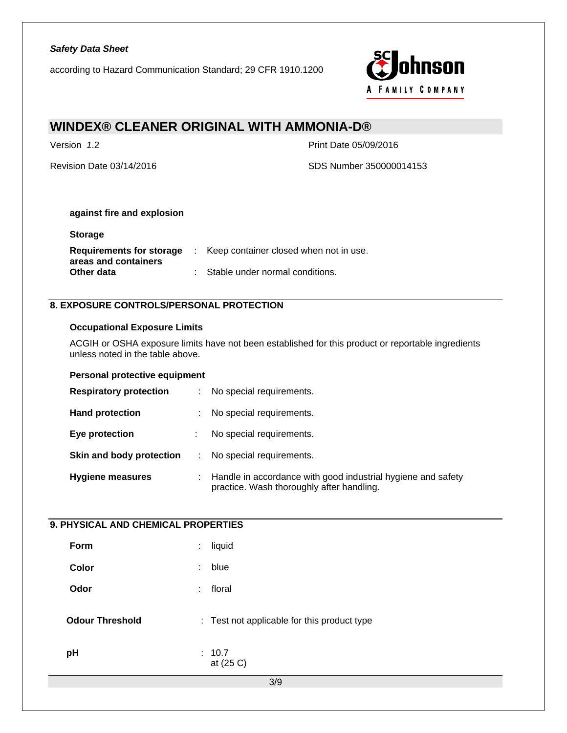**against fire and explosion**

**Storage**

| | | |
|---|---|---|
| **Requirements for storage areas and containers** | : | Keep container closed when not in use. |
| **Other data** | : | Stable under normal conditions. |

## 8. EXPOSURE CONTROLS/PERSONAL PROTECTION

**Occupational Exposure Limits**

ACGIH or OSHA exposure limits have not been established for this product or reportable ingredients unless noted in the table above.

**Personal protective equipment**

| | | |
|---|---|---|
| **Respiratory protection** | : | No special requirements. |
| **Hand protection** | : | No special requirements. |
| **Eye protection** | : | No special requirements. |
| **Skin and body protection** | : | No special requirements. |
| **Hygiene measures** | : | Handle in accordance with good industrial hygiene and safety practice. Wash thoroughly after handling. |

## 9. PHYSICAL AND CHEMICAL PROPERTIES

| | | |
|---|---|---|
| **Form** | : | liquid |
| **Color** | : | blue |
| **Odor** | : | floral |
| **Odour Threshold** | : | Test not applicable for this product type |
| **pH** | : | 10.7 at (25 C) |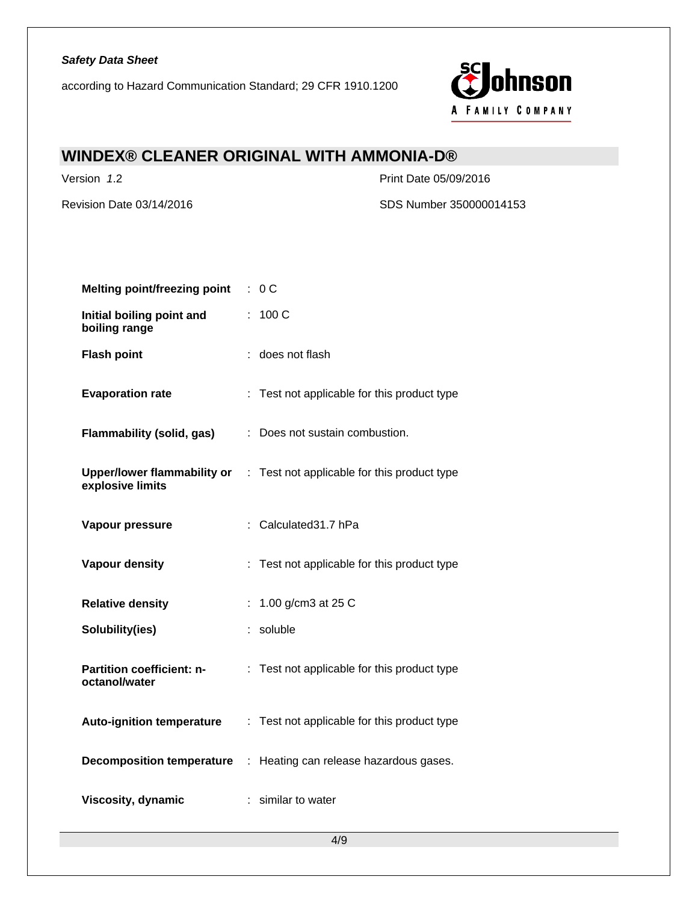| | | |
|---|---|---|
| **Melting point/freezing point** | : | 0 C |
| **Initial boiling point and boiling range** | : | 100 C |
| **Flash point** | : | does not flash |
| **Evaporation rate** | : | Test not applicable for this product type |
| **Flammability (solid, gas)** | : | Does not sustain combustion. |
| **Upper/lower flammability or explosive limits** | : | Test not applicable for this product type |
| **Vapour pressure** | : | Calculated31.7 hPa |
| **Vapour density** | : | Test not applicable for this product type |
| **Relative density** | : | 1.00 g/cm3 at 25 C |
| **Solubility(ies)** | : | soluble |
| **Partition coefficient: n-octanol/water** | : | Test not applicable for this product type |
| **Auto-ignition temperature** | : | Test not applicable for this product type |
| **Decomposition temperature** | : | Heating can release hazardous gases. |
| **Viscosity, dynamic** | : | similar to water |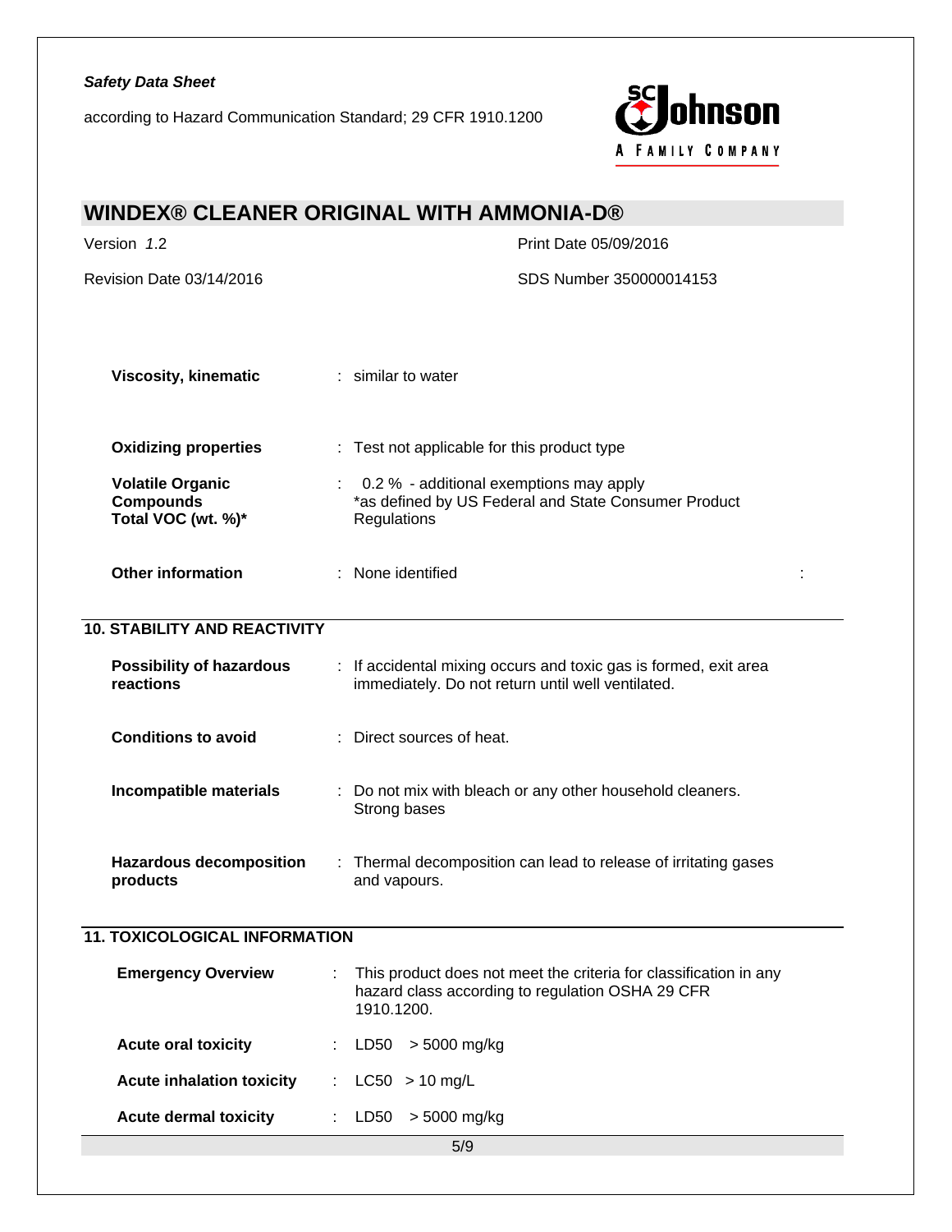| | | |
|---|---|---|
| **Viscosity, kinematic** | : | similar to water |
| **Oxidizing properties** | : | Test not applicable for this product type |
| **Volatile Organic Compounds Total VOC (wt. %)*** | : | 0.2 % - additional exemptions may apply *as defined by US Federal and State Consumer Product Regulations |
| **Other information** | : | None identified |

## 10. STABILITY AND REACTIVITY

| | | |
|---|---|---|
| **Possibility of hazardous reactions** | : | If accidental mixing occurs and toxic gas is formed, exit area immediately. Do not return until well ventilated. |
| **Conditions to avoid** | : | Direct sources of heat. |
| **Incompatible materials** | : | Do not mix with bleach or any other household cleaners. Strong bases |
| **Hazardous decomposition products** | : | Thermal decomposition can lead to release of irritating gases and vapours. |

## 11. TOXICOLOGICAL INFORMATION

| | | |
|---|---|---|
| **Emergency Overview** | : | This product does not meet the criteria for classification in any hazard class according to regulation OSHA 29 CFR 1910.1200. |
| **Acute oral toxicity** | : | LD50 > 5000 mg/kg |
| **Acute inhalation toxicity** | : | LC50 > 10 mg/L |
| **Acute dermal toxicity** | : | LD50 > 5000 mg/kg |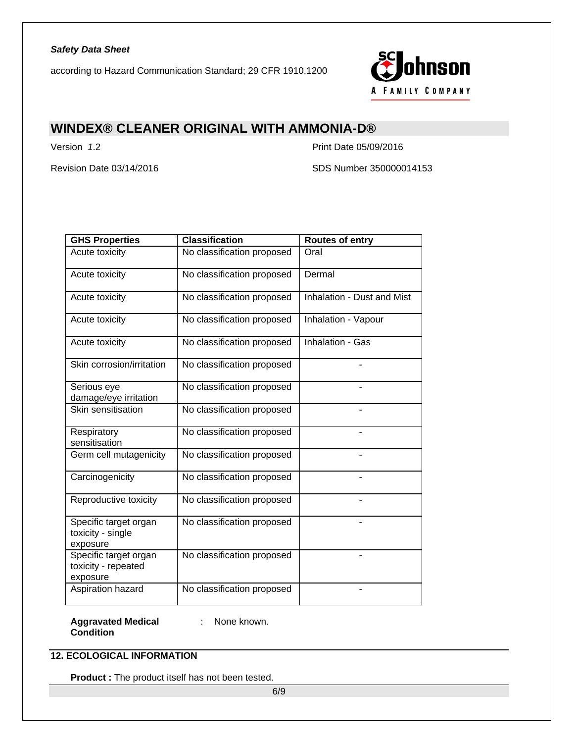| GHS Properties | Classification | Routes of entry |
|---|---|---|
| Acute toxicity | No classification proposed | Oral |
| Acute toxicity | No classification proposed | Dermal |
| Acute toxicity | No classification proposed | Inhalation - Dust and Mist |
| Acute toxicity | No classification proposed | Inhalation - Vapour |
| Acute toxicity | No classification proposed | Inhalation - Gas |
| Skin corrosion/irritation | No classification proposed | - |
| Serious eye damage/eye irritation | No classification proposed | - |
| Skin sensitisation | No classification proposed | - |
| Respiratory sensitisation | No classification proposed | - |
| Germ cell mutagenicity | No classification proposed | - |
| Carcinogenicity | No classification proposed | - |
| Reproductive toxicity | No classification proposed | - |
| Specific target organ toxicity - single exposure | No classification proposed | - |
| Specific target organ toxicity - repeated exposure | No classification proposed | - |
| Aspiration hazard | No classification proposed | - |

**Aggravated Medical Condition** : None known.

## 12. ECOLOGICAL INFORMATION

**Product :** The product itself has not been tested.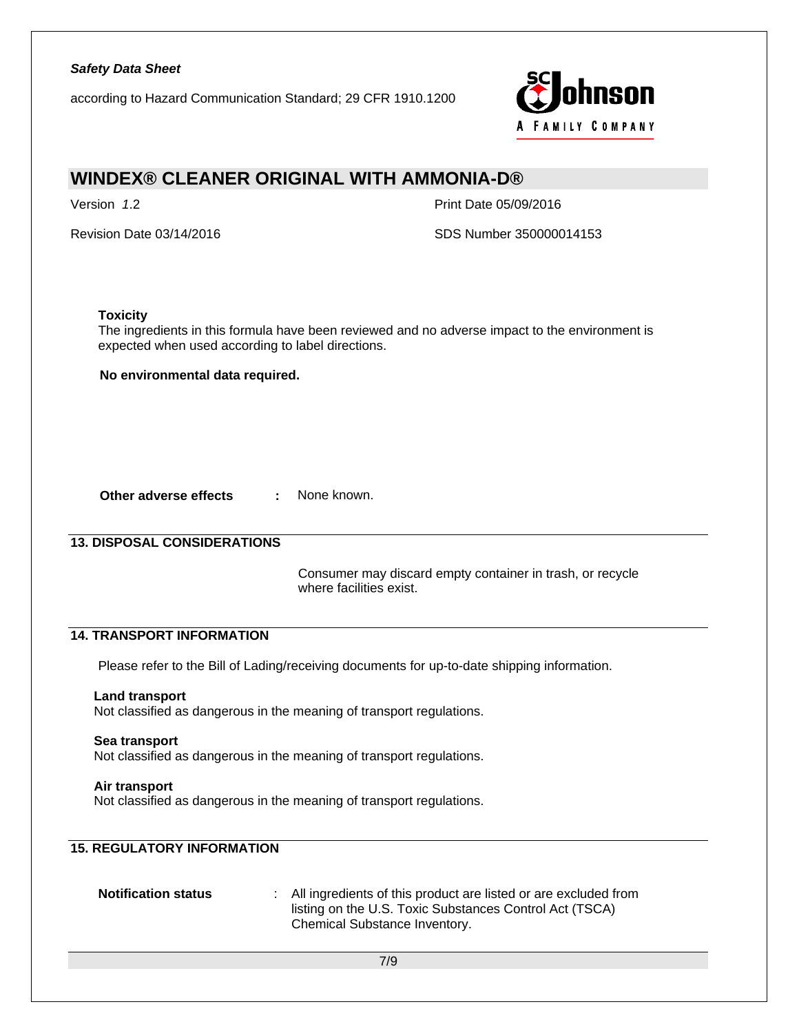**Toxicity**

The ingredients in this formula have been reviewed and no adverse impact to the environment is expected when used according to label directions.

**No environmental data required.**

**Other adverse effects** : None known.

## 13. DISPOSAL CONSIDERATIONS

Consumer may discard empty container in trash, or recycle where facilities exist.

## 14. TRANSPORT INFORMATION

Please refer to the Bill of Lading/receiving documents for up-to-date shipping information.

**Land transport**

Not classified as dangerous in the meaning of transport regulations.

**Sea transport**

Not classified as dangerous in the meaning of transport regulations.

**Air transport**

Not classified as dangerous in the meaning of transport regulations.

## 15. REGULATORY INFORMATION

**Notification status** : All ingredients of this product are listed or are excluded from listing on the U.S. Toxic Substances Control Act (TSCA) Chemical Substance Inventory.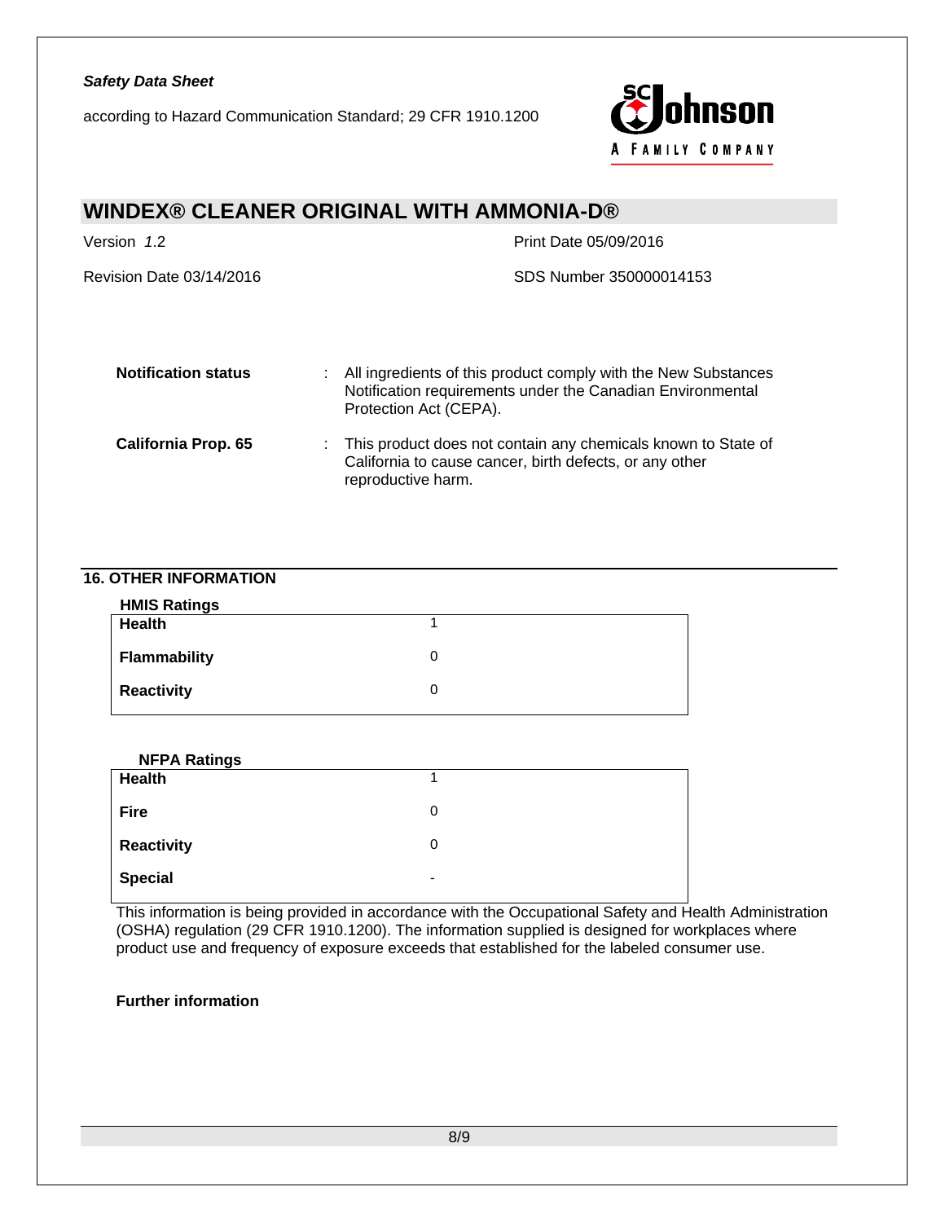**Notification status** : All ingredients of this product comply with the New Substances Notification requirements under the Canadian Environmental Protection Act (CEPA).

**California Prop. 65** : This product does not contain any chemicals known to State of California to cause cancer, birth defects, or any other reproductive harm.

## 16. OTHER INFORMATION

**HMIS Ratings**

| | |
|---|---|
| **Health** | 1 |
| **Flammability** | 0 |
| **Reactivity** | 0 |

**NFPA Ratings**

| | |
|---|---|
| **Health** | 1 |
| **Fire** | 0 |
| **Reactivity** | 0 |
| **Special** | - |

This information is being provided in accordance with the Occupational Safety and Health Administration (OSHA) regulation (29 CFR 1910.1200). The information supplied is designed for workplaces where product use and frequency of exposure exceeds that established for the labeled consumer use.

**Further information**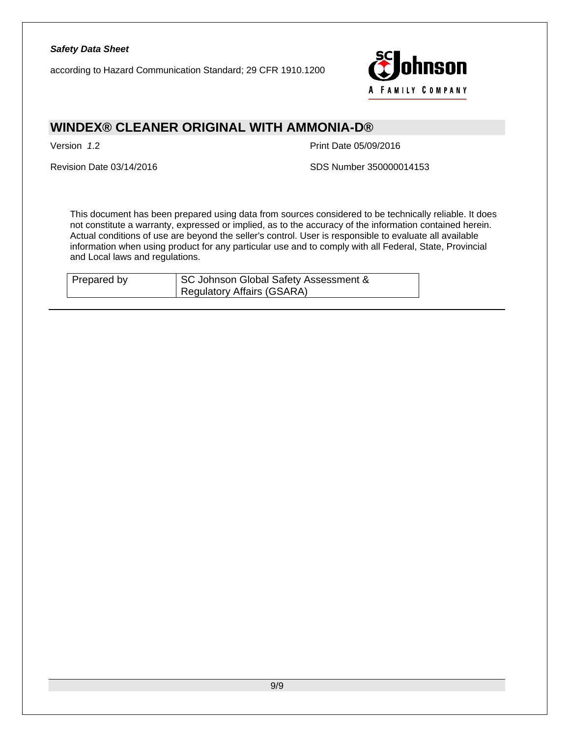This document has been prepared using data from sources considered to be technically reliable. It does not constitute a warranty, expressed or implied, as to the accuracy of the information contained herein. Actual conditions of use are beyond the seller's control. User is responsible to evaluate all available information when using product for any particular use and to comply with all Federal, State, Provincial and Local laws and regulations.

| | |
|---|---|
| Prepared by | SC Johnson Global Safety Assessment & Regulatory Affairs (GSARA) |